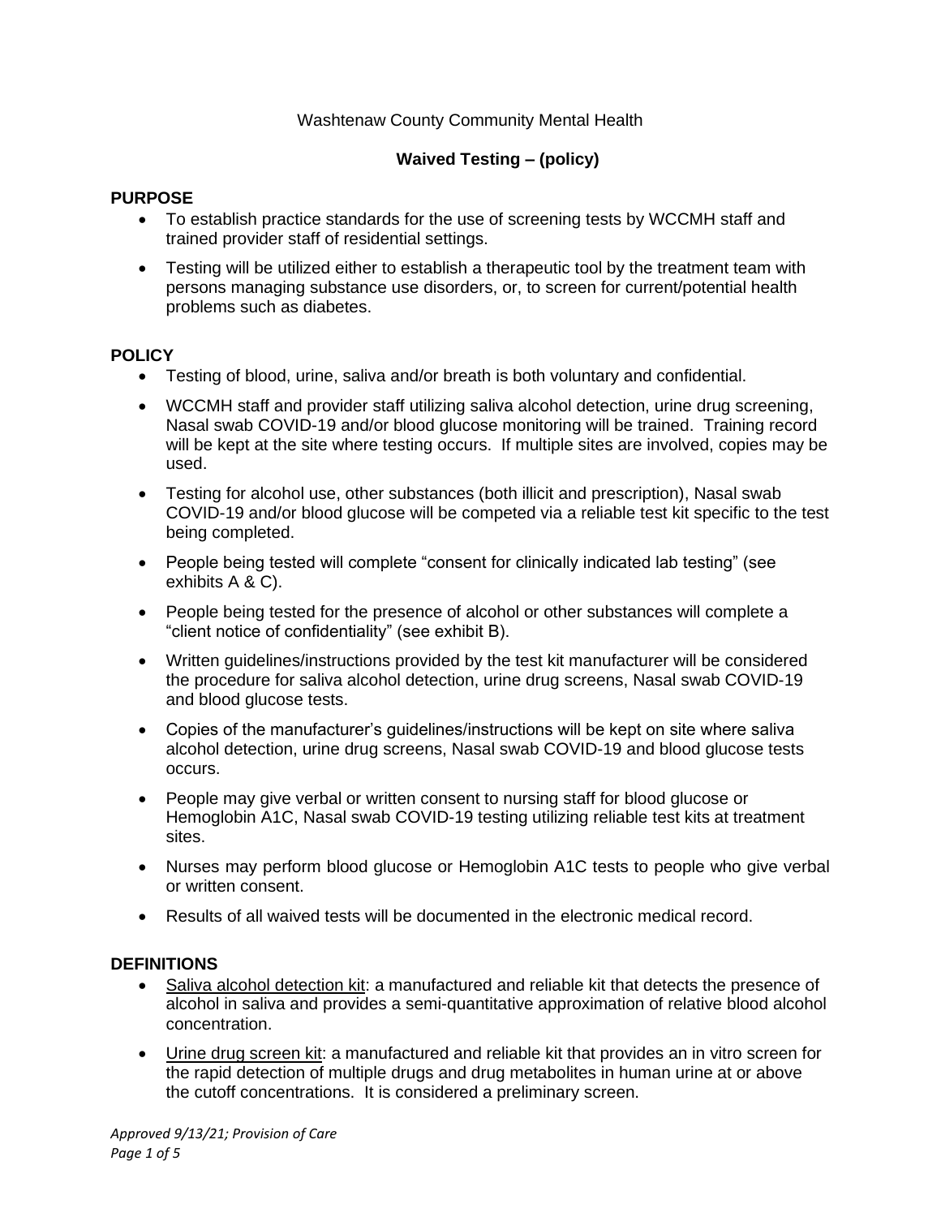Washtenaw County Community Mental Health

# Waived Testing – (policy)

## PURPOSE

- To establish practice standards for the use of screening tests by WCCMH staff and trained provider staff of residential settings.
- Testing will be utilized either to establish a therapeutic tool by the treatment team with persons managing substance use disorders, or, to screen for current/potential health problems such as diabetes.

## POLICY

- Testing of blood, urine, saliva and/or breath is both voluntary and confidential.
- WCCMH staff and provider staff utilizing saliva alcohol detection, urine drug screening, Nasal swab COVID-19 and/or blood glucose monitoring will be trained. Training record will be kept at the site where testing occurs. If multiple sites are involved, copies may be used.
- Testing for alcohol use, other substances (both illicit and prescription), Nasal swab COVID-19 and/or blood glucose will be competed via a reliable test kit specific to the test being completed.
- People being tested will complete "consent for clinically indicated lab testing" (see exhibits A & C).
- People being tested for the presence of alcohol or other substances will complete a "client notice of confidentiality" (see exhibit B).
- Written guidelines/instructions provided by the test kit manufacturer will be considered the procedure for saliva alcohol detection, urine drug screens, Nasal swab COVID-19 and blood glucose tests.
- Copies of the manufacturer's guidelines/instructions will be kept on site where saliva alcohol detection, urine drug screens, Nasal swab COVID-19 and blood glucose tests occurs.
- People may give verbal or written consent to nursing staff for blood glucose or Hemoglobin A1C, Nasal swab COVID-19 testing utilizing reliable test kits at treatment sites.
- Nurses may perform blood glucose or Hemoglobin A1C tests to people who give verbal or written consent.
- Results of all waived tests will be documented in the electronic medical record.

## DEFINITIONS

- Saliva alcohol detection kit: a manufactured and reliable kit that detects the presence of alcohol in saliva and provides a semi-quantitative approximation of relative blood alcohol concentration.
- Urine drug screen kit: a manufactured and reliable kit that provides an in vitro screen for the rapid detection of multiple drugs and drug metabolites in human urine at or above the cutoff concentrations. It is considered a preliminary screen.

*Approved 9/13/21; Provision of Care*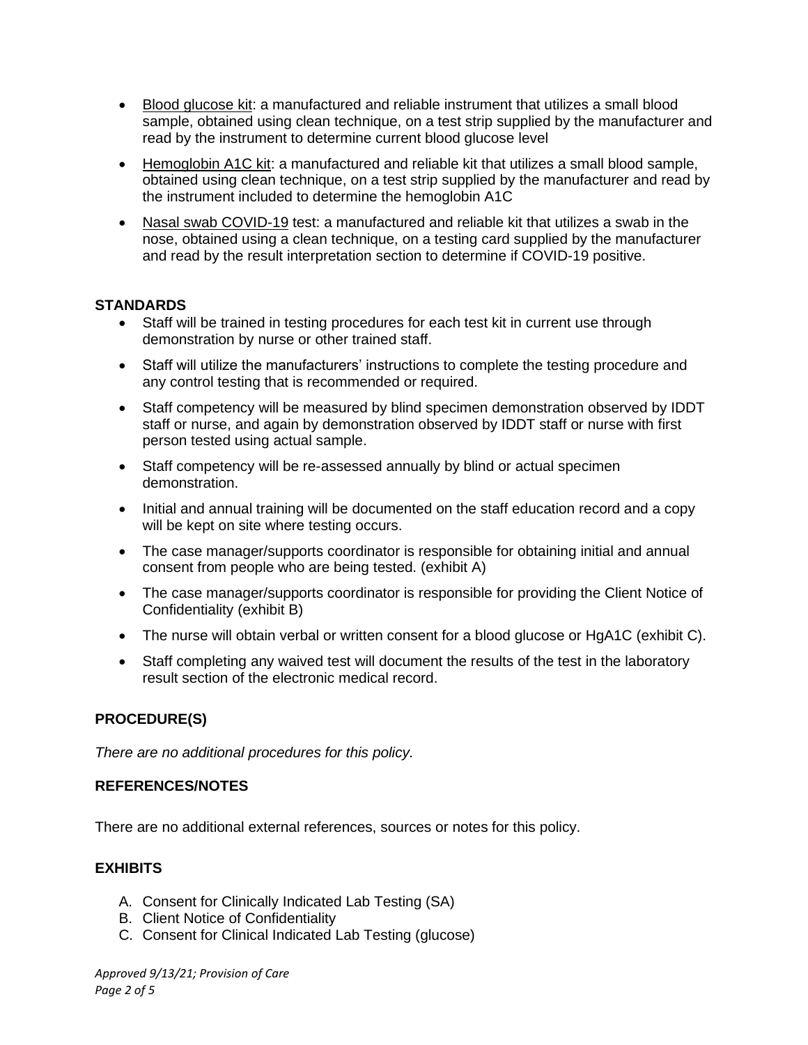- Blood glucose kit: a manufactured and reliable instrument that utilizes a small blood sample, obtained using clean technique, on a test strip supplied by the manufacturer and read by the instrument to determine current blood glucose level
- Hemoglobin A1C kit: a manufactured and reliable kit that utilizes a small blood sample, obtained using clean technique, on a test strip supplied by the manufacturer and read by the instrument included to determine the hemoglobin A1C
- Nasal swab COVID-19 test: a manufactured and reliable kit that utilizes a swab in the nose, obtained using a clean technique, on a testing card supplied by the manufacturer and read by the result interpretation section to determine if COVID-19 positive.

**STANDARDS**

- Staff will be trained in testing procedures for each test kit in current use through demonstration by nurse or other trained staff.
- Staff will utilize the manufacturers' instructions to complete the testing procedure and any control testing that is recommended or required.
- Staff competency will be measured by blind specimen demonstration observed by IDDT staff or nurse, and again by demonstration observed by IDDT staff or nurse with first person tested using actual sample.
- Staff competency will be re-assessed annually by blind or actual specimen demonstration.
- Initial and annual training will be documented on the staff education record and a copy will be kept on site where testing occurs.
- The case manager/supports coordinator is responsible for obtaining initial and annual consent from people who are being tested. (exhibit A)
- The case manager/supports coordinator is responsible for providing the Client Notice of Confidentiality (exhibit B)
- The nurse will obtain verbal or written consent for a blood glucose or HgA1C (exhibit C).
- Staff completing any waived test will document the results of the test in the laboratory result section of the electronic medical record.

**PROCEDURE(S)**

*There are no additional procedures for this policy.*

**REFERENCES/NOTES**

There are no additional external references, sources or notes for this policy.

**EXHIBITS**

A. Consent for Clinically Indicated Lab Testing (SA)
B. Client Notice of Confidentiality
C. Consent for Clinical Indicated Lab Testing (glucose)

*Approved 9/13/21; Provision of Care*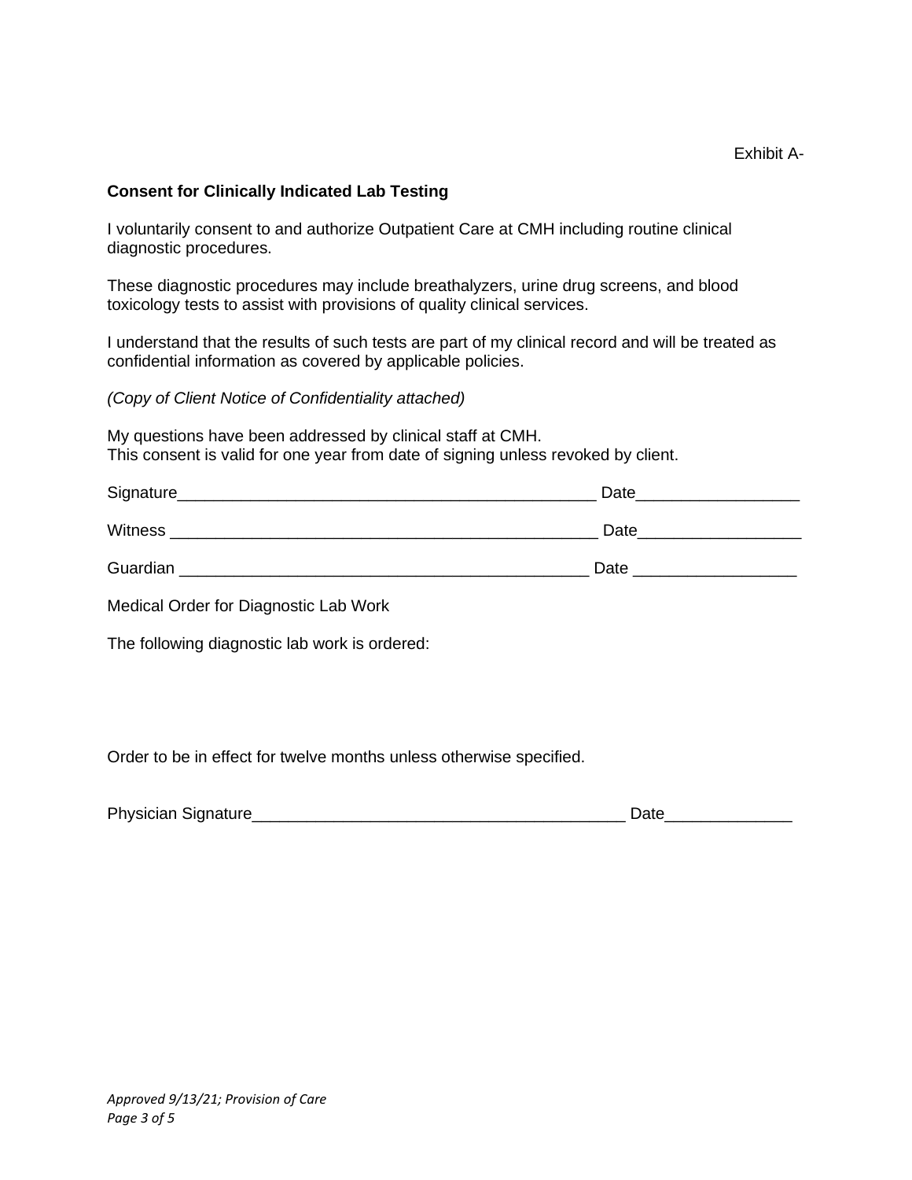Exhibit A-

**Consent for Clinically Indicated Lab Testing**

I voluntarily consent to and authorize Outpatient Care at CMH including routine clinical diagnostic procedures.

These diagnostic procedures may include breathalyzers, urine drug screens, and blood toxicology tests to assist with provisions of quality clinical services.

I understand that the results of such tests are part of my clinical record and will be treated as confidential information as covered by applicable policies.

*(Copy of Client Notice of Confidentiality attached)*

My questions have been addressed by clinical staff at CMH.
This consent is valid for one year from date of signing unless revoked by client.

Signature_______________________________________________ Date_________________

Witness _______________________________________________ Date_________________

Guardian ______________________________________________ Date _________________

Medical Order for Diagnostic Lab Work

The following diagnostic lab work is ordered:

Order to be in effect for twelve months unless otherwise specified.

Physician Signature________________________________________ Date_____________

*Approved 9/13/21; Provision of Care*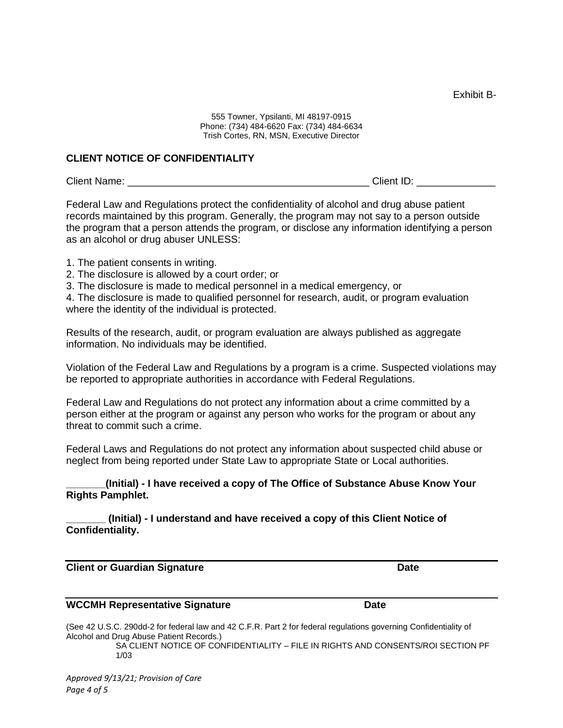Exhibit B-

555 Towner, Ypsilanti, MI 48197-0915
Phone: (734) 484-6620 Fax: (734) 484-6634
Trish Cortes, RN, MSN, Executive Director

## CLIENT NOTICE OF CONFIDENTIALITY

Client Name: ___________________________________________ Client ID: ______________

Federal Law and Regulations protect the confidentiality of alcohol and drug abuse patient records maintained by this program. Generally, the program may not say to a person outside the program that a person attends the program, or disclose any information identifying a person as an alcohol or drug abuser UNLESS:

1. The patient consents in writing.
2. The disclosure is allowed by a court order; or
3. The disclosure is made to medical personnel in a medical emergency, or
4. The disclosure is made to qualified personnel for research, audit, or program evaluation where the identity of the individual is protected.

Results of the research, audit, or program evaluation are always published as aggregate information. No individuals may be identified.

Violation of the Federal Law and Regulations by a program is a crime. Suspected violations may be reported to appropriate authorities in accordance with Federal Regulations.

Federal Law and Regulations do not protect any information about a crime committed by a person either at the program or against any person who works for the program or about any threat to commit such a crime.

Federal Laws and Regulations do not protect any information about suspected child abuse or neglect from being reported under State Law to appropriate State or Local authorities.

**_______(Initial) - I have received a copy of The Office of Substance Abuse Know Your Rights Pamphlet.**

**_______ (Initial) - I understand and have received a copy of this Client Notice of Confidentiality.**

______________________________________________________________________

**Client or Guardian Signature** **Date**

______________________________________________________________________

**WCCMH Representative Signature** **Date**

(See 42 U.S.C. 290dd-2 for federal law and 42 C.F.R. Part 2 for federal regulations governing Confidentiality of Alcohol and Drug Abuse Patient Records.)

SA CLIENT NOTICE OF CONFIDENTIALITY – FILE IN RIGHTS AND CONSENTS/ROI SECTION PF 1/03

*Approved 9/13/21; Provision of Care*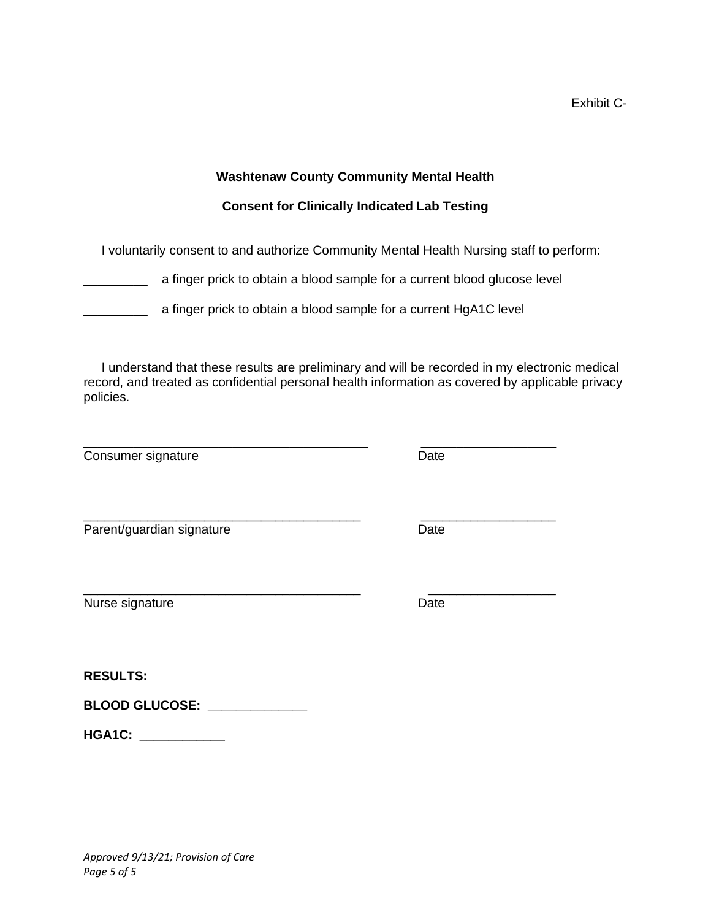Exhibit C-

**Washtenaw County Community Mental Health**

**Consent for Clinically Indicated Lab Testing**

I voluntarily consent to and authorize Community Mental Health Nursing staff to perform:

_________ a finger prick to obtain a blood sample for a current blood glucose level

_________ a finger prick to obtain a blood sample for a current HgA1C level

I understand that these results are preliminary and will be recorded in my electronic medical record, and treated as confidential personal health information as covered by applicable privacy policies.

________________________________________ ___________________
Consumer signature Date

________________________________________ ___________________
Parent/guardian signature Date

________________________________________ __________________
Nurse signature Date

**RESULTS:**

**BLOOD GLUCOSE: _____________**

**HGA1C: ___________**

*Approved 9/13/21; Provision of Care*